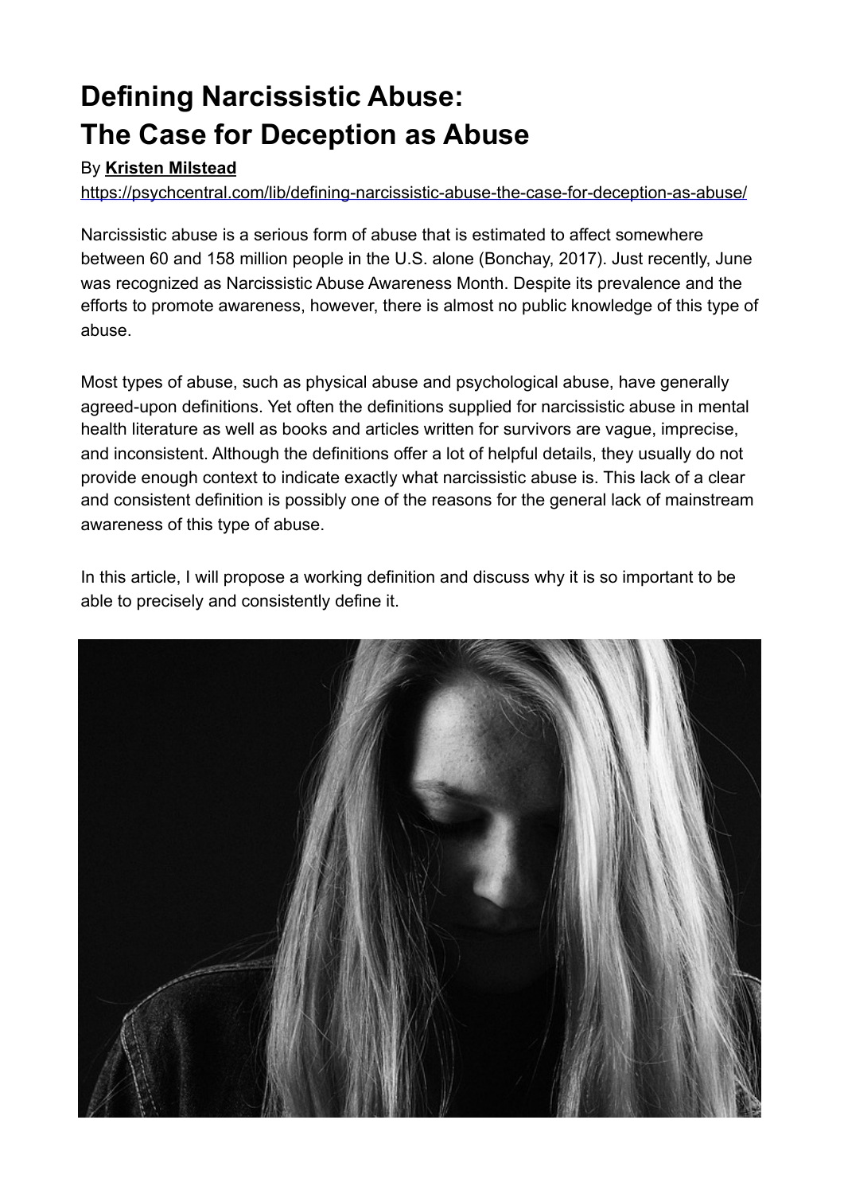# Defining Narcissistic Abuse:
# The Case for Deception as Abuse

By **Kristen Milstead**

https://psychcentral.com/lib/defining-narcissistic-abuse-the-case-for-deception-as-abuse/

Narcissistic abuse is a serious form of abuse that is estimated to affect somewhere between 60 and 158 million people in the U.S. alone (Bonchay, 2017). Just recently, June was recognized as Narcissistic Abuse Awareness Month. Despite its prevalence and the efforts to promote awareness, however, there is almost no public knowledge of this type of abuse.

Most types of abuse, such as physical abuse and psychological abuse, have generally agreed-upon definitions. Yet often the definitions supplied for narcissistic abuse in mental health literature as well as books and articles written for survivors are vague, imprecise, and inconsistent. Although the definitions offer a lot of helpful details, they usually do not provide enough context to indicate exactly what narcissistic abuse is. This lack of a clear and consistent definition is possibly one of the reasons for the general lack of mainstream awareness of this type of abuse.

In this article, I will propose a working definition and discuss why it is so important to be able to precisely and consistently define it.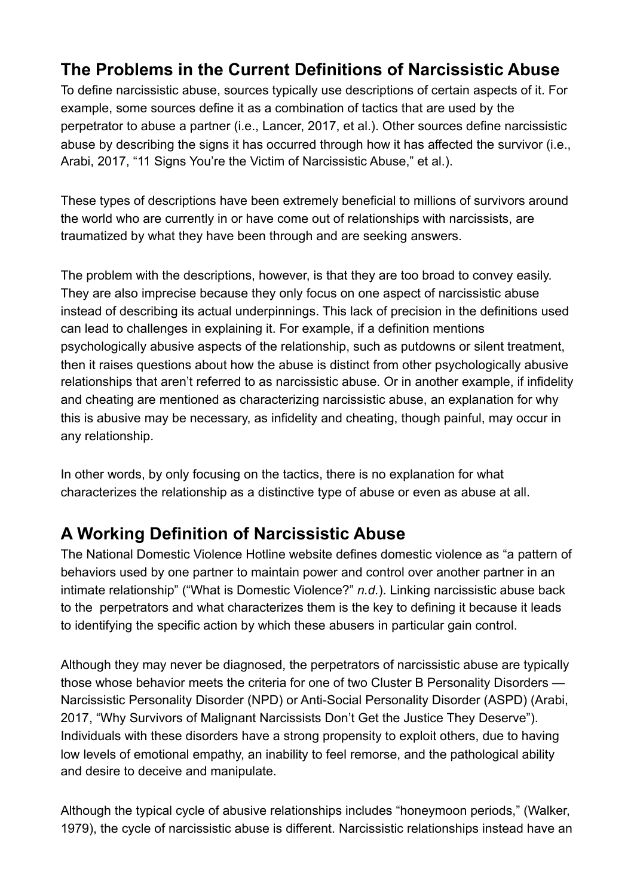## The Problems in the Current Definitions of Narcissistic Abuse

To define narcissistic abuse, sources typically use descriptions of certain aspects of it. For example, some sources define it as a combination of tactics that are used by the perpetrator to abuse a partner (i.e., Lancer, 2017, et al.). Other sources define narcissistic abuse by describing the signs it has occurred through how it has affected the survivor (i.e., Arabi, 2017, "11 Signs You're the Victim of Narcissistic Abuse," et al.).

These types of descriptions have been extremely beneficial to millions of survivors around the world who are currently in or have come out of relationships with narcissists, are traumatized by what they have been through and are seeking answers.

The problem with the descriptions, however, is that they are too broad to convey easily. They are also imprecise because they only focus on one aspect of narcissistic abuse instead of describing its actual underpinnings. This lack of precision in the definitions used can lead to challenges in explaining it. For example, if a definition mentions psychologically abusive aspects of the relationship, such as putdowns or silent treatment, then it raises questions about how the abuse is distinct from other psychologically abusive relationships that aren't referred to as narcissistic abuse. Or in another example, if infidelity and cheating are mentioned as characterizing narcissistic abuse, an explanation for why this is abusive may be necessary, as infidelity and cheating, though painful, may occur in any relationship.

In other words, by only focusing on the tactics, there is no explanation for what characterizes the relationship as a distinctive type of abuse or even as abuse at all.

## A Working Definition of Narcissistic Abuse

The National Domestic Violence Hotline website defines domestic violence as "a pattern of behaviors used by one partner to maintain power and control over another partner in an intimate relationship" ("What is Domestic Violence?" *n.d.*). Linking narcissistic abuse back to the perpetrators and what characterizes them is the key to defining it because it leads to identifying the specific action by which these abusers in particular gain control.

Although they may never be diagnosed, the perpetrators of narcissistic abuse are typically those whose behavior meets the criteria for one of two Cluster B Personality Disorders — Narcissistic Personality Disorder (NPD) or Anti-Social Personality Disorder (ASPD) (Arabi, 2017, "Why Survivors of Malignant Narcissists Don't Get the Justice They Deserve"). Individuals with these disorders have a strong propensity to exploit others, due to having low levels of emotional empathy, an inability to feel remorse, and the pathological ability and desire to deceive and manipulate.

Although the typical cycle of abusive relationships includes "honeymoon periods," (Walker, 1979), the cycle of narcissistic abuse is different. Narcissistic relationships instead have an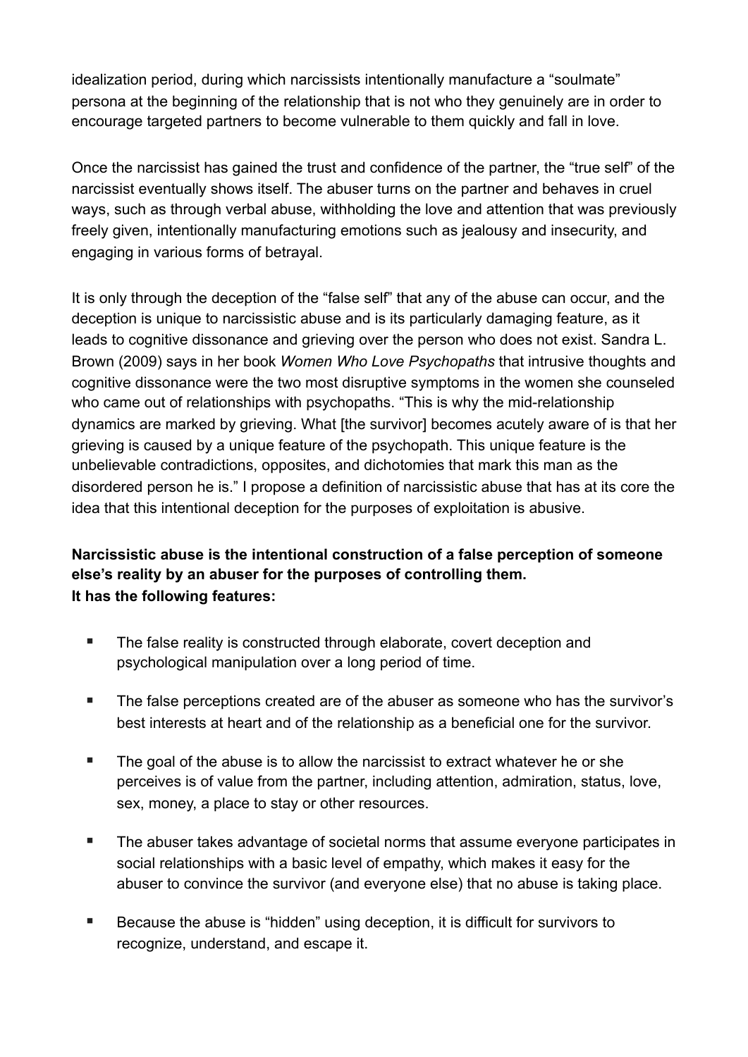idealization period, during which narcissists intentionally manufacture a "soulmate" persona at the beginning of the relationship that is not who they genuinely are in order to encourage targeted partners to become vulnerable to them quickly and fall in love.

Once the narcissist has gained the trust and confidence of the partner, the "true self" of the narcissist eventually shows itself. The abuser turns on the partner and behaves in cruel ways, such as through verbal abuse, withholding the love and attention that was previously freely given, intentionally manufacturing emotions such as jealousy and insecurity, and engaging in various forms of betrayal.

It is only through the deception of the "false self" that any of the abuse can occur, and the deception is unique to narcissistic abuse and is its particularly damaging feature, as it leads to cognitive dissonance and grieving over the person who does not exist. Sandra L. Brown (2009) says in her book *Women Who Love Psychopaths* that intrusive thoughts and cognitive dissonance were the two most disruptive symptoms in the women she counseled who came out of relationships with psychopaths. "This is why the mid-relationship dynamics are marked by grieving. What [the survivor] becomes acutely aware of is that her grieving is caused by a unique feature of the psychopath. This unique feature is the unbelievable contradictions, opposites, and dichotomies that mark this man as the disordered person he is." I propose a definition of narcissistic abuse that has at its core the idea that this intentional deception for the purposes of exploitation is abusive.

**Narcissistic abuse is the intentional construction of a false perception of someone else's reality by an abuser for the purposes of controlling them.**
**It has the following features:**

- The false reality is constructed through elaborate, covert deception and psychological manipulation over a long period of time.
- The false perceptions created are of the abuser as someone who has the survivor's best interests at heart and of the relationship as a beneficial one for the survivor.
- The goal of the abuse is to allow the narcissist to extract whatever he or she perceives is of value from the partner, including attention, admiration, status, love, sex, money, a place to stay or other resources.
- The abuser takes advantage of societal norms that assume everyone participates in social relationships with a basic level of empathy, which makes it easy for the abuser to convince the survivor (and everyone else) that no abuse is taking place.
- Because the abuse is "hidden" using deception, it is difficult for survivors to recognize, understand, and escape it.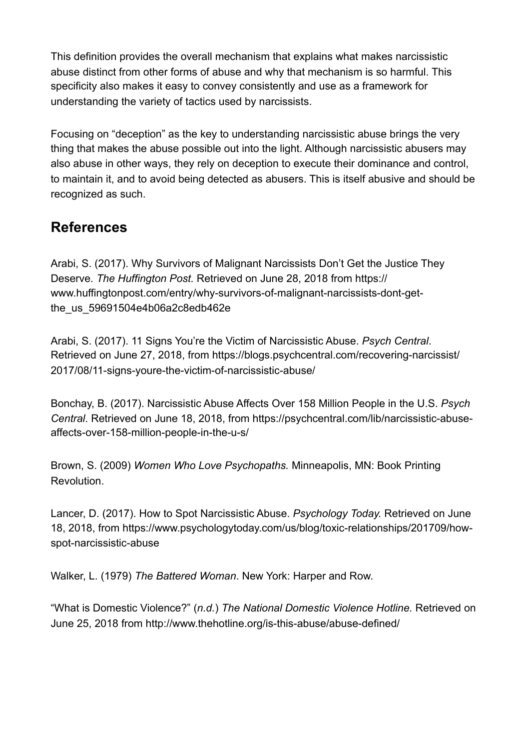This definition provides the overall mechanism that explains what makes narcissistic abuse distinct from other forms of abuse and why that mechanism is so harmful. This specificity also makes it easy to convey consistently and use as a framework for understanding the variety of tactics used by narcissists.

Focusing on "deception" as the key to understanding narcissistic abuse brings the very thing that makes the abuse possible out into the light. Although narcissistic abusers may also abuse in other ways, they rely on deception to execute their dominance and control, to maintain it, and to avoid being detected as abusers. This is itself abusive and should be recognized as such.

## References

Arabi, S. (2017). Why Survivors of Malignant Narcissists Don't Get the Justice They Deserve. *The Huffington Post.* Retrieved on June 28, 2018 from https://www.huffingtonpost.com/entry/why-survivors-of-malignant-narcissists-dont-get-the_us_59691504e4b06a2c8edb462e

Arabi, S. (2017). 11 Signs You're the Victim of Narcissistic Abuse. *Psych Central*. Retrieved on June 27, 2018, from https://blogs.psychcentral.com/recovering-narcissist/2017/08/11-signs-youre-the-victim-of-narcissistic-abuse/

Bonchay, B. (2017). Narcissistic Abuse Affects Over 158 Million People in the U.S. *Psych Central*. Retrieved on June 18, 2018, from https://psychcentral.com/lib/narcissistic-abuse-affects-over-158-million-people-in-the-u-s/

Brown, S. (2009) *Women Who Love Psychopaths.* Minneapolis, MN: Book Printing Revolution.

Lancer, D. (2017). How to Spot Narcissistic Abuse. *Psychology Today.* Retrieved on June 18, 2018, from https://www.psychologytoday.com/us/blog/toxic-relationships/201709/how-spot-narcissistic-abuse

Walker, L. (1979) *The Battered Woman*. New York: Harper and Row.

"What is Domestic Violence?" (*n.d.*) *The National Domestic Violence Hotline.* Retrieved on June 25, 2018 from http://www.thehotline.org/is-this-abuse/abuse-defined/